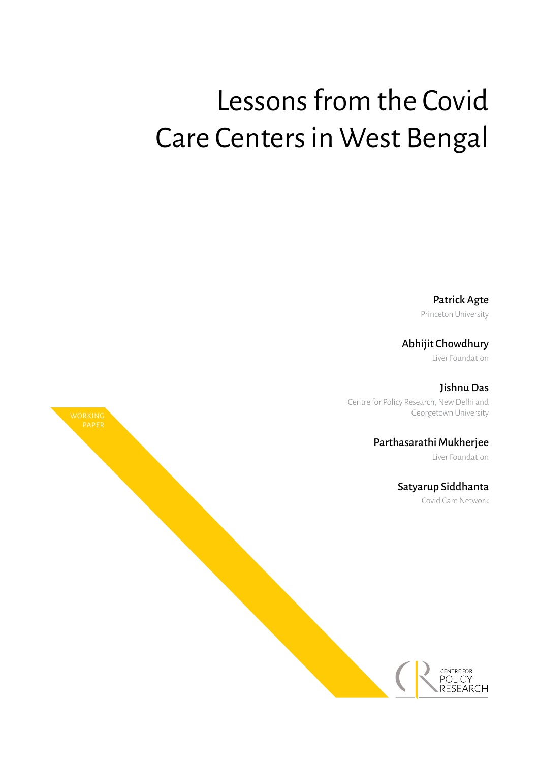# Lessons from the Covid Care Centers in West Bengal

WORKING PAPER

**Patrick Agte**
Princeton University

**Abhijit Chowdhury**
Liver Foundation

**Jishnu Das**
Centre for Policy Research, New Delhi and Georgetown University

**Parthasarathi Mukherjee**
Liver Foundation

**Satyarup Siddhanta**
Covid Care Network

CENTRE FOR POLICY RESEARCH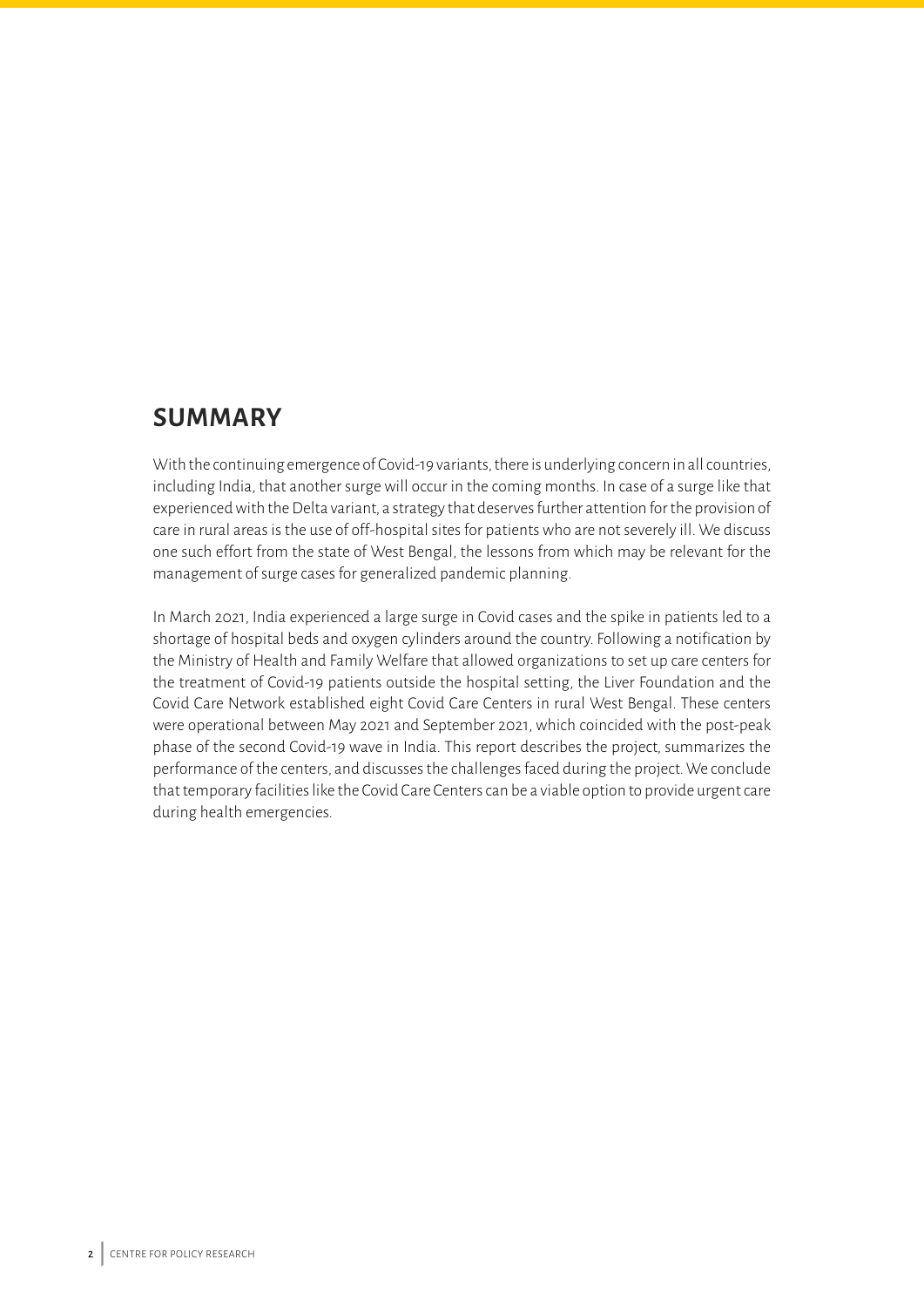## SUMMARY

With the continuing emergence of Covid-19 variants, there is underlying concern in all countries, including India, that another surge will occur in the coming months. In case of a surge like that experienced with the Delta variant, a strategy that deserves further attention for the provision of care in rural areas is the use of off-hospital sites for patients who are not severely ill. We discuss one such effort from the state of West Bengal, the lessons from which may be relevant for the management of surge cases for generalized pandemic planning.

In March 2021, India experienced a large surge in Covid cases and the spike in patients led to a shortage of hospital beds and oxygen cylinders around the country. Following a notification by the Ministry of Health and Family Welfare that allowed organizations to set up care centers for the treatment of Covid-19 patients outside the hospital setting, the Liver Foundation and the Covid Care Network established eight Covid Care Centers in rural West Bengal. These centers were operational between May 2021 and September 2021, which coincided with the post-peak phase of the second Covid-19 wave in India. This report describes the project, summarizes the performance of the centers, and discusses the challenges faced during the project. We conclude that temporary facilities like the Covid Care Centers can be a viable option to provide urgent care during health emergencies.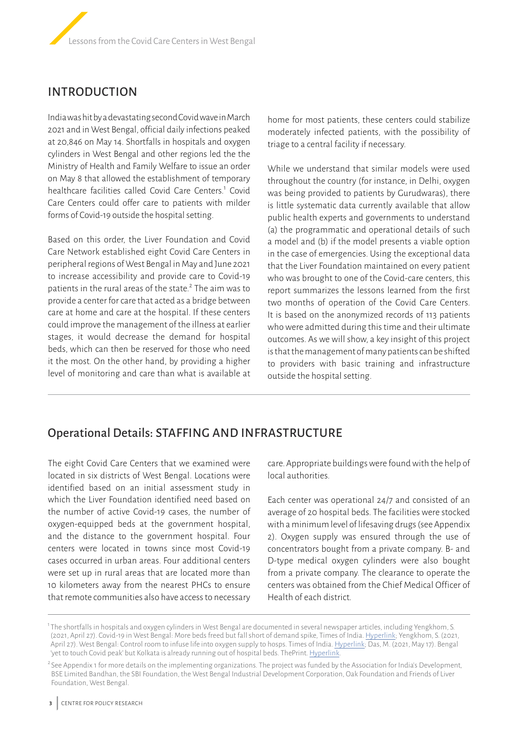## INTRODUCTION

India was hit by a devastating second Covid wave in March 2021 and in West Bengal, official daily infections peaked at 20,846 on May 14. Shortfalls in hospitals and oxygen cylinders in West Bengal and other regions led the the Ministry of Health and Family Welfare to issue an order on May 8 that allowed the establishment of temporary healthcare facilities called Covid Care Centers.[1] Covid Care Centers could offer care to patients with milder forms of Covid-19 outside the hospital setting.

Based on this order, the Liver Foundation and Covid Care Network established eight Covid Care Centers in peripheral regions of West Bengal in May and June 2021 to increase accessibility and provide care to Covid-19 patients in the rural areas of the state.[2] The aim was to provide a center for care that acted as a bridge between care at home and care at the hospital. If these centers could improve the management of the illness at earlier stages, it would decrease the demand for hospital beds, which can then be reserved for those who need it the most. On the other hand, by providing a higher level of monitoring and care than what is available at home for most patients, these centers could stabilize moderately infected patients, with the possibility of triage to a central facility if necessary.

While we understand that similar models were used throughout the country (for instance, in Delhi, oxygen was being provided to patients by Gurudwaras), there is little systematic data currently available that allow public health experts and governments to understand (a) the programmatic and operational details of such a model and (b) if the model presents a viable option in the case of emergencies. Using the exceptional data that the Liver Foundation maintained on every patient who was brought to one of the Covid-care centers, this report summarizes the lessons learned from the first two months of operation of the Covid Care Centers. It is based on the anonymized records of 113 patients who were admitted during this time and their ultimate outcomes. As we will show, a key insight of this project is that the management of many patients can be shifted to providers with basic training and infrastructure outside the hospital setting.

## Operational Details: STAFFING AND INFRASTRUCTURE

The eight Covid Care Centers that we examined were located in six districts of West Bengal. Locations were identified based on an initial assessment study in which the Liver Foundation identified need based on the number of active Covid-19 cases, the number of oxygen-equipped beds at the government hospital, and the distance to the government hospital. Four centers were located in towns since most Covid-19 cases occurred in urban areas. Four additional centers were set up in rural areas that are located more than 10 kilometers away from the nearest PHCs to ensure that remote communities also have access to necessary care. Appropriate buildings were found with the help of local authorities.

Each center was operational 24/7 and consisted of an average of 20 hospital beds. The facilities were stocked with a minimum level of lifesaving drugs (see Appendix 2). Oxygen supply was ensured through the use of concentrators bought from a private company. B- and D-type medical oxygen cylinders were also bought from a private company. The clearance to operate the centers was obtained from the Chief Medical Officer of Health of each district.

---

[1] The shortfalls in hospitals and oxygen cylinders in West Bengal are documented in several newspaper articles, including Yengkhom, S. (2021, April 27). Covid-19 in West Bengal: More beds freed but fall short of demand spike, Times of India. Hyperlink; Yengkhom, S. (2021, April 27). West Bengal: Control room to infuse life into oxygen supply to hosps. Times of India. Hyperlink; Das, M. (2021, May 17). Bengal 'yet to touch Covid peak' but Kolkata is already running out of hospital beds. ThePrint. Hyperlink.

[2] See Appendix 1 for more details on the implementing organizations. The project was funded by the Association for India's Development, BSE Limited Bandhan, the SBI Foundation, the West Bengal Industrial Development Corporation, Oak Foundation and Friends of Liver Foundation, West Bengal.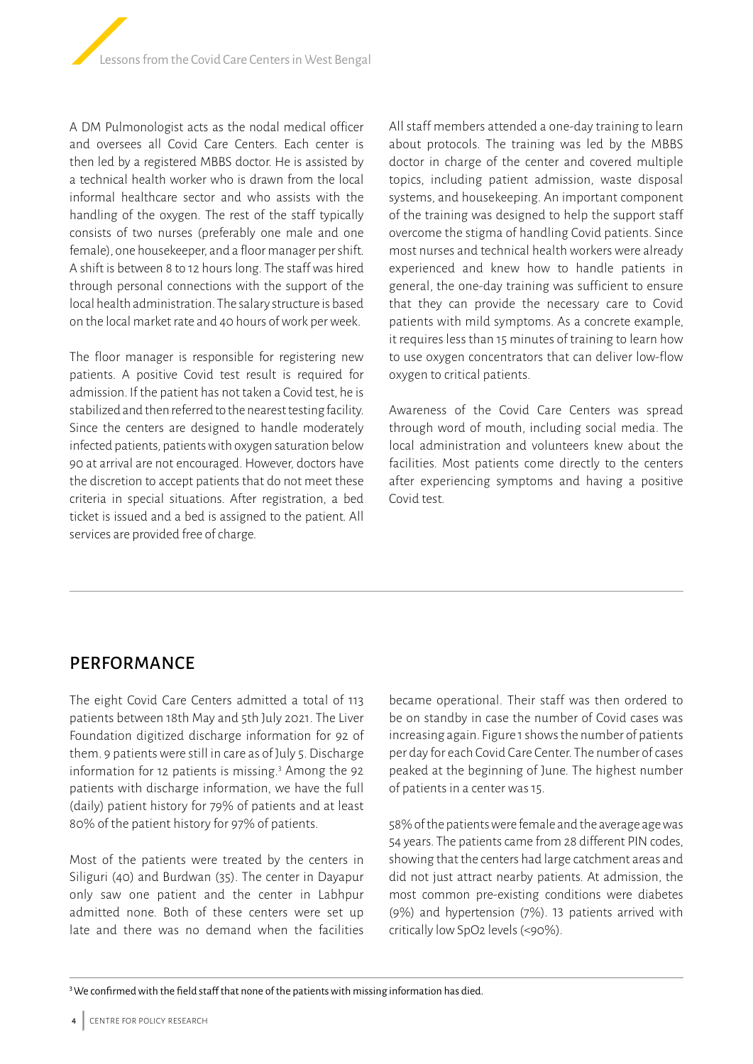A DM Pulmonologist acts as the nodal medical officer and oversees all Covid Care Centers. Each center is then led by a registered MBBS doctor. He is assisted by a technical health worker who is drawn from the local informal healthcare sector and who assists with the handling of the oxygen. The rest of the staff typically consists of two nurses (preferably one male and one female), one housekeeper, and a floor manager per shift. A shift is between 8 to 12 hours long. The staff was hired through personal connections with the support of the local health administration. The salary structure is based on the local market rate and 40 hours of work per week.

The floor manager is responsible for registering new patients. A positive Covid test result is required for admission. If the patient has not taken a Covid test, he is stabilized and then referred to the nearest testing facility. Since the centers are designed to handle moderately infected patients, patients with oxygen saturation below 90 at arrival are not encouraged. However, doctors have the discretion to accept patients that do not meet these criteria in special situations. After registration, a bed ticket is issued and a bed is assigned to the patient. All services are provided free of charge.

All staff members attended a one-day training to learn about protocols. The training was led by the MBBS doctor in charge of the center and covered multiple topics, including patient admission, waste disposal systems, and housekeeping. An important component of the training was designed to help the support staff overcome the stigma of handling Covid patients. Since most nurses and technical health workers were already experienced and knew how to handle patients in general, the one-day training was sufficient to ensure that they can provide the necessary care to Covid patients with mild symptoms. As a concrete example, it requires less than 15 minutes of training to learn how to use oxygen concentrators that can deliver low-flow oxygen to critical patients.

Awareness of the Covid Care Centers was spread through word of mouth, including social media. The local administration and volunteers knew about the facilities. Most patients come directly to the centers after experiencing symptoms and having a positive Covid test.

## PERFORMANCE

The eight Covid Care Centers admitted a total of 113 patients between 18th May and 5th July 2021. The Liver Foundation digitized discharge information for 92 of them. 9 patients were still in care as of July 5. Discharge information for 12 patients is missing.[3] Among the 92 patients with discharge information, we have the full (daily) patient history for 79% of patients and at least 80% of the patient history for 97% of patients.

Most of the patients were treated by the centers in Siliguri (40) and Burdwan (35). The center in Dayapur only saw one patient and the center in Labhpur admitted none. Both of these centers were set up late and there was no demand when the facilities became operational. Their staff was then ordered to be on standby in case the number of Covid cases was increasing again. Figure 1 shows the number of patients per day for each Covid Care Center. The number of cases peaked at the beginning of June. The highest number of patients in a center was 15.

58% of the patients were female and the average age was 54 years. The patients came from 28 different PIN codes, showing that the centers had large catchment areas and did not just attract nearby patients. At admission, the most common pre-existing conditions were diabetes (9%) and hypertension (7%). 13 patients arrived with critically low SpO2 levels (<90%).

[3] We confirmed with the field staff that none of the patients with missing information has died.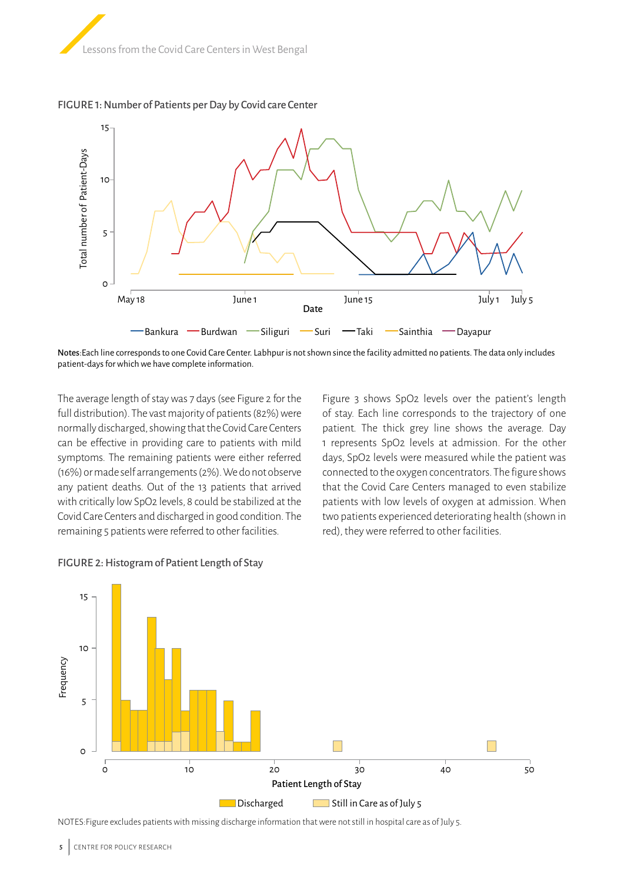FIGURE 1: Number of Patients per Day by Covid care Center

**Notes**:Each line corresponds to one Covid Care Center. Labhpur is not shown since the facility admitted no patients. The data only includes patient-days for which we have complete information.

The average length of stay was 7 days (see Figure 2 for the full distribution). The vast majority of patients (82%) were normally discharged, showing that the Covid Care Centers can be effective in providing care to patients with mild symptoms. The remaining patients were either referred (16%) or made self arrangements (2%). We do not observe any patient deaths. Out of the 13 patients that arrived with critically low SpO2 levels, 8 could be stabilized at the Covid Care Centers and discharged in good condition. The remaining 5 patients were referred to other facilities.

Figure 3 shows SpO2 levels over the patient's length of stay. Each line corresponds to the trajectory of one patient. The thick grey line shows the average. Day 1 represents SpO2 levels at admission. For the other days, SpO2 levels were measured while the patient was connected to the oxygen concentrators. The figure shows that the Covid Care Centers managed to even stabilize patients with low levels of oxygen at admission. When two patients experienced deteriorating health (shown in red), they were referred to other facilities.

FIGURE 2: Histogram of Patient Length of Stay

NOTES:Figure excludes patients with missing discharge information that were not still in hospital care as of July 5.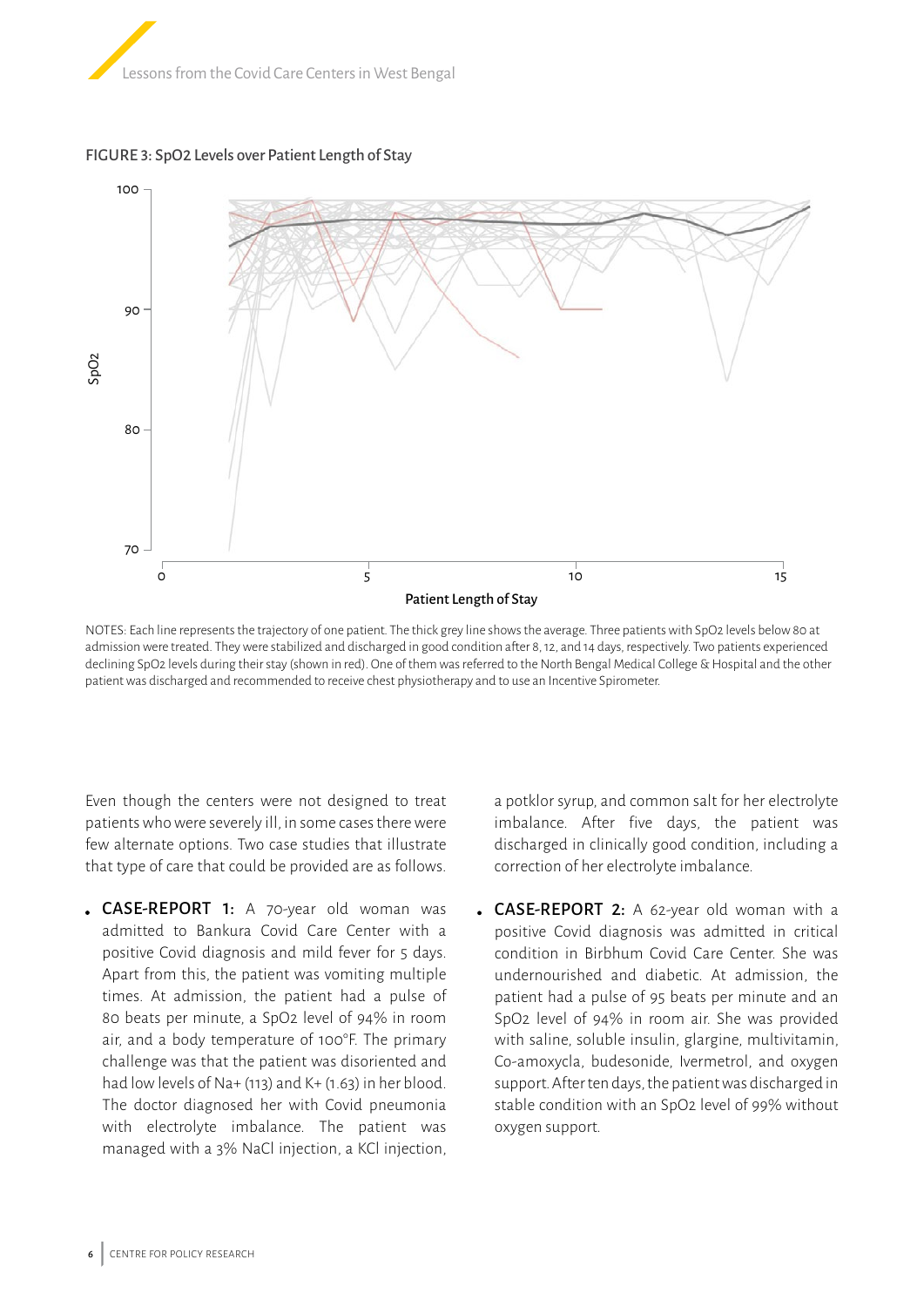FIGURE 3: SpO2 Levels over Patient Length of Stay

NOTES: Each line represents the trajectory of one patient. The thick grey line shows the average. Three patients with SpO2 levels below 80 at admission were treated. They were stabilized and discharged in good condition after 8, 12, and 14 days, respectively. Two patients experienced declining SpO2 levels during their stay (shown in red). One of them was referred to the North Bengal Medical College & Hospital and the other patient was discharged and recommended to receive chest physiotherapy and to use an Incentive Spirometer.

Even though the centers were not designed to treat patients who were severely ill, in some cases there were few alternate options. Two case studies that illustrate that type of care that could be provided are as follows.

- **CASE-REPORT 1:** A 70-year old woman was admitted to Bankura Covid Care Center with a positive Covid diagnosis and mild fever for 5 days. Apart from this, the patient was vomiting multiple times. At admission, the patient had a pulse of 80 beats per minute, a SpO2 level of 94% in room air, and a body temperature of 100°F. The primary challenge was that the patient was disoriented and had low levels of $Na^+$ (113) and $K^+$ (1.63) in her blood. The doctor diagnosed her with Covid pneumonia with electrolyte imbalance. The patient was managed with a 3% NaCl injection, a KCl injection, a potklor syrup, and common salt for her electrolyte imbalance. After five days, the patient was discharged in clinically good condition, including a correction of her electrolyte imbalance.

- **CASE-REPORT 2:** A 62-year old woman with a positive Covid diagnosis was admitted in critical condition in Birbhum Covid Care Center. She was undernourished and diabetic. At admission, the patient had a pulse of 95 beats per minute and an SpO2 level of 94% in room air. She was provided with saline, soluble insulin, glargine, multivitamin, Co-amoxycla, budesonide, Ivermetrol, and oxygen support. After ten days, the patient was discharged in stable condition with an SpO2 level of 99% without oxygen support.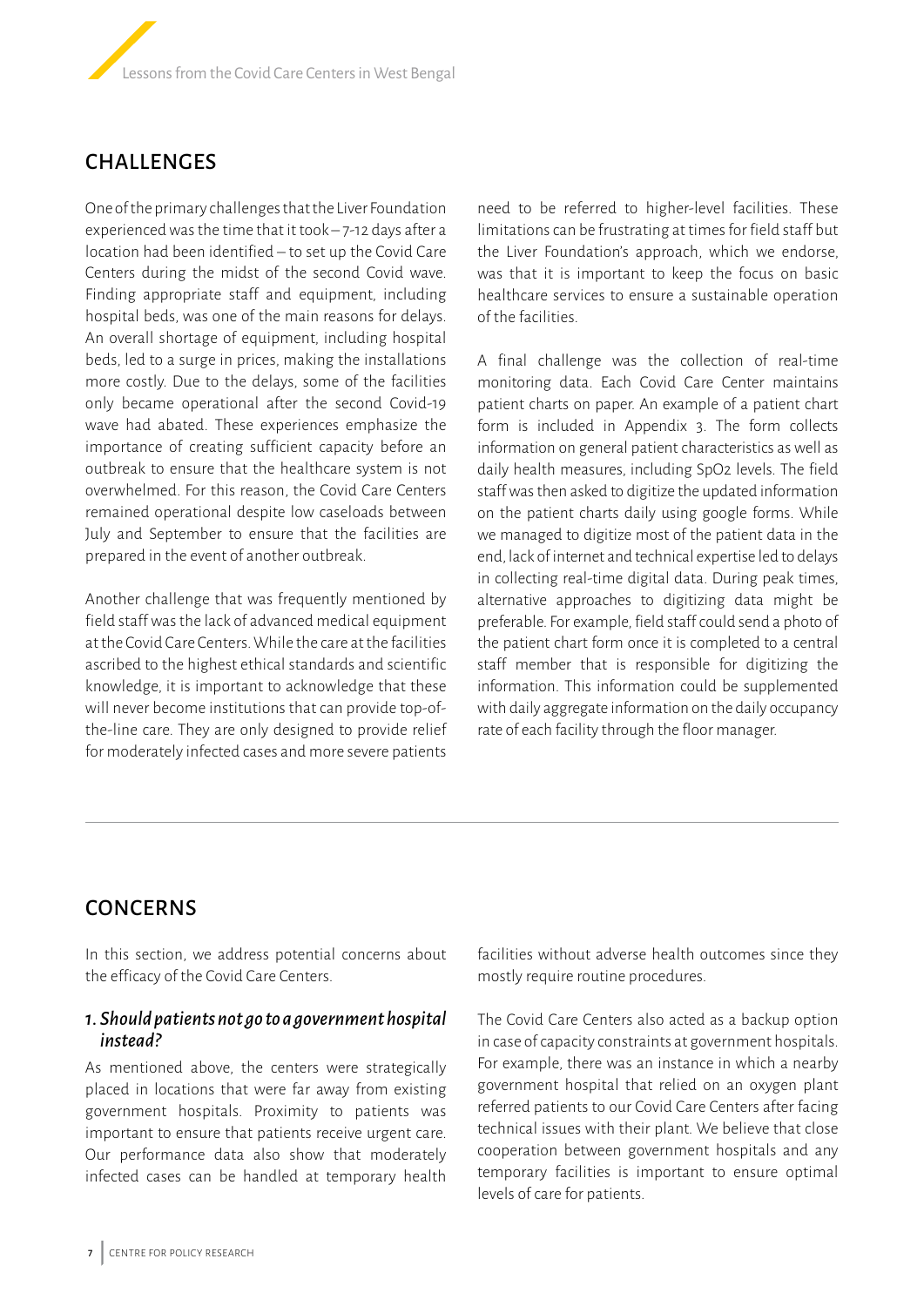## CHALLENGES

One of the primary challenges that the Liver Foundation experienced was the time that it took – 7-12 days after a location had been identified – to set up the Covid Care Centers during the midst of the second Covid wave. Finding appropriate staff and equipment, including hospital beds, was one of the main reasons for delays. An overall shortage of equipment, including hospital beds, led to a surge in prices, making the installations more costly. Due to the delays, some of the facilities only became operational after the second Covid-19 wave had abated. These experiences emphasize the importance of creating sufficient capacity before an outbreak to ensure that the healthcare system is not overwhelmed. For this reason, the Covid Care Centers remained operational despite low caseloads between July and September to ensure that the facilities are prepared in the event of another outbreak.

Another challenge that was frequently mentioned by field staff was the lack of advanced medical equipment at the Covid Care Centers. While the care at the facilities ascribed to the highest ethical standards and scientific knowledge, it is important to acknowledge that these will never become institutions that can provide top-of-the-line care. They are only designed to provide relief for moderately infected cases and more severe patients need to be referred to higher-level facilities. These limitations can be frustrating at times for field staff but the Liver Foundation's approach, which we endorse, was that it is important to keep the focus on basic healthcare services to ensure a sustainable operation of the facilities.

A final challenge was the collection of real-time monitoring data. Each Covid Care Center maintains patient charts on paper. An example of a patient chart form is included in Appendix 3. The form collects information on general patient characteristics as well as daily health measures, including $SpO_2$ levels. The field staff was then asked to digitize the updated information on the patient charts daily using google forms. While we managed to digitize most of the patient data in the end, lack of internet and technical expertise led to delays in collecting real-time digital data. During peak times, alternative approaches to digitizing data might be preferable. For example, field staff could send a photo of the patient chart form once it is completed to a central staff member that is responsible for digitizing the information. This information could be supplemented with daily aggregate information on the daily occupancy rate of each facility through the floor manager.

## CONCERNS

In this section, we address potential concerns about the efficacy of the Covid Care Centers.

### 1. *Should patients not go to a government hospital instead?*

As mentioned above, the centers were strategically placed in locations that were far away from existing government hospitals. Proximity to patients was important to ensure that patients receive urgent care. Our performance data also show that moderately infected cases can be handled at temporary health facilities without adverse health outcomes since they mostly require routine procedures.

The Covid Care Centers also acted as a backup option in case of capacity constraints at government hospitals. For example, there was an instance in which a nearby government hospital that relied on an oxygen plant referred patients to our Covid Care Centers after facing technical issues with their plant. We believe that close cooperation between government hospitals and any temporary facilities is important to ensure optimal levels of care for patients.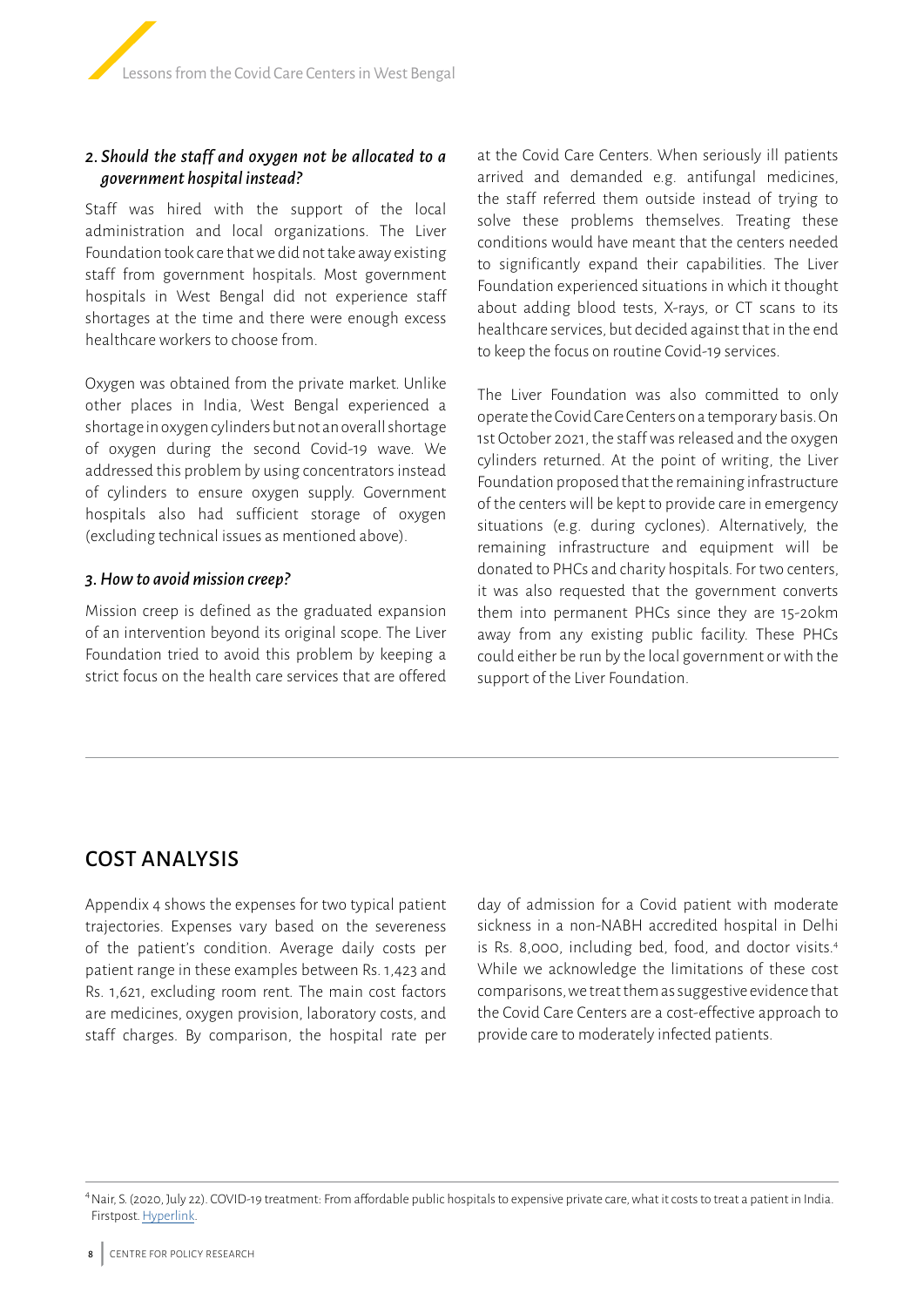### *2. Should the staff and oxygen not be allocated to a government hospital instead?*

Staff was hired with the support of the local administration and local organizations. The Liver Foundation took care that we did not take away existing staff from government hospitals. Most government hospitals in West Bengal did not experience staff shortages at the time and there were enough excess healthcare workers to choose from.

Oxygen was obtained from the private market. Unlike other places in India, West Bengal experienced a shortage in oxygen cylinders but not an overall shortage of oxygen during the second Covid-19 wave. We addressed this problem by using concentrators instead of cylinders to ensure oxygen supply. Government hospitals also had sufficient storage of oxygen (excluding technical issues as mentioned above).

### *3. How to avoid mission creep?*

Mission creep is defined as the graduated expansion of an intervention beyond its original scope. The Liver Foundation tried to avoid this problem by keeping a strict focus on the health care services that are offered at the Covid Care Centers. When seriously ill patients arrived and demanded e.g. antifungal medicines, the staff referred them outside instead of trying to solve these problems themselves. Treating these conditions would have meant that the centers needed to significantly expand their capabilities. The Liver Foundation experienced situations in which it thought about adding blood tests, X-rays, or CT scans to its healthcare services, but decided against that in the end to keep the focus on routine Covid-19 services.

The Liver Foundation was also committed to only operate the Covid Care Centers on a temporary basis. On 1st October 2021, the staff was released and the oxygen cylinders returned. At the point of writing, the Liver Foundation proposed that the remaining infrastructure of the centers will be kept to provide care in emergency situations (e.g. during cyclones). Alternatively, the remaining infrastructure and equipment will be donated to PHCs and charity hospitals. For two centers, it was also requested that the government converts them into permanent PHCs since they are 15-20km away from any existing public facility. These PHCs could either be run by the local government or with the support of the Liver Foundation.

## COST ANALYSIS

Appendix 4 shows the expenses for two typical patient trajectories. Expenses vary based on the severeness of the patient's condition. Average daily costs per patient range in these examples between Rs. 1,423 and Rs. 1,621, excluding room rent. The main cost factors are medicines, oxygen provision, laboratory costs, and staff charges. By comparison, the hospital rate per day of admission for a Covid patient with moderate sickness in a non-NABH accredited hospital in Delhi is Rs. 8,000, including bed, food, and doctor visits.[4] While we acknowledge the limitations of these cost comparisons, we treat them as suggestive evidence that the Covid Care Centers are a cost-effective approach to provide care to moderately infected patients.

---

[4] Nair, S. (2020, July 22). COVID-19 treatment: From affordable public hospitals to expensive private care, what it costs to treat a patient in India. Firstpost. Hyperlink.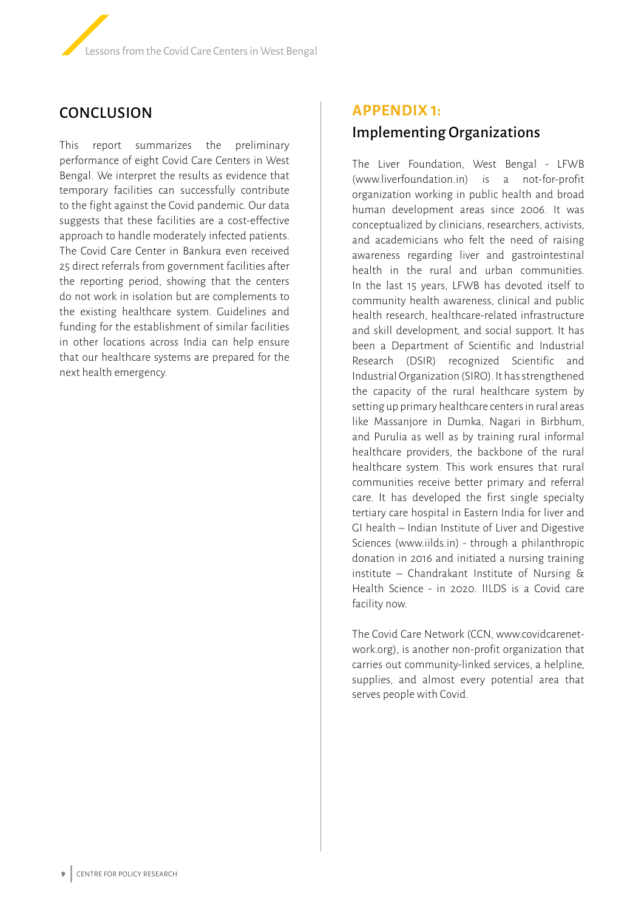## CONCLUSION

This report summarizes the preliminary performance of eight Covid Care Centers in West Bengal. We interpret the results as evidence that temporary facilities can successfully contribute to the fight against the Covid pandemic. Our data suggests that these facilities are a cost-effective approach to handle moderately infected patients. The Covid Care Center in Bankura even received 25 direct referrals from government facilities after the reporting period, showing that the centers do not work in isolation but are complements to the existing healthcare system. Guidelines and funding for the establishment of similar facilities in other locations across India can help ensure that our healthcare systems are prepared for the next health emergency.

## APPENDIX 1:

### Implementing Organizations

The Liver Foundation, West Bengal - LFWB (www.liverfoundation.in) is a not-for-profit organization working in public health and broad human development areas since 2006. It was conceptualized by clinicians, researchers, activists, and academicians who felt the need of raising awareness regarding liver and gastrointestinal health in the rural and urban communities. In the last 15 years, LFWB has devoted itself to community health awareness, clinical and public health research, healthcare-related infrastructure and skill development, and social support. It has been a Department of Scientific and Industrial Research (DSIR) recognized Scientific and Industrial Organization (SIRO). It has strengthened the capacity of the rural healthcare system by setting up primary healthcare centers in rural areas like Massanjore in Dumka, Nagari in Birbhum, and Purulia as well as by training rural informal healthcare providers, the backbone of the rural healthcare system. This work ensures that rural communities receive better primary and referral care. It has developed the first single specialty tertiary care hospital in Eastern India for liver and GI health – Indian Institute of Liver and Digestive Sciences (www.iilds.in) - through a philanthropic donation in 2016 and initiated a nursing training institute – Chandrakant Institute of Nursing & Health Science - in 2020. IILDS is a Covid care facility now.

The Covid Care Network (CCN, www.covidcarenetwork.org), is another non-profit organization that carries out community-linked services, a helpline, supplies, and almost every potential area that serves people with Covid.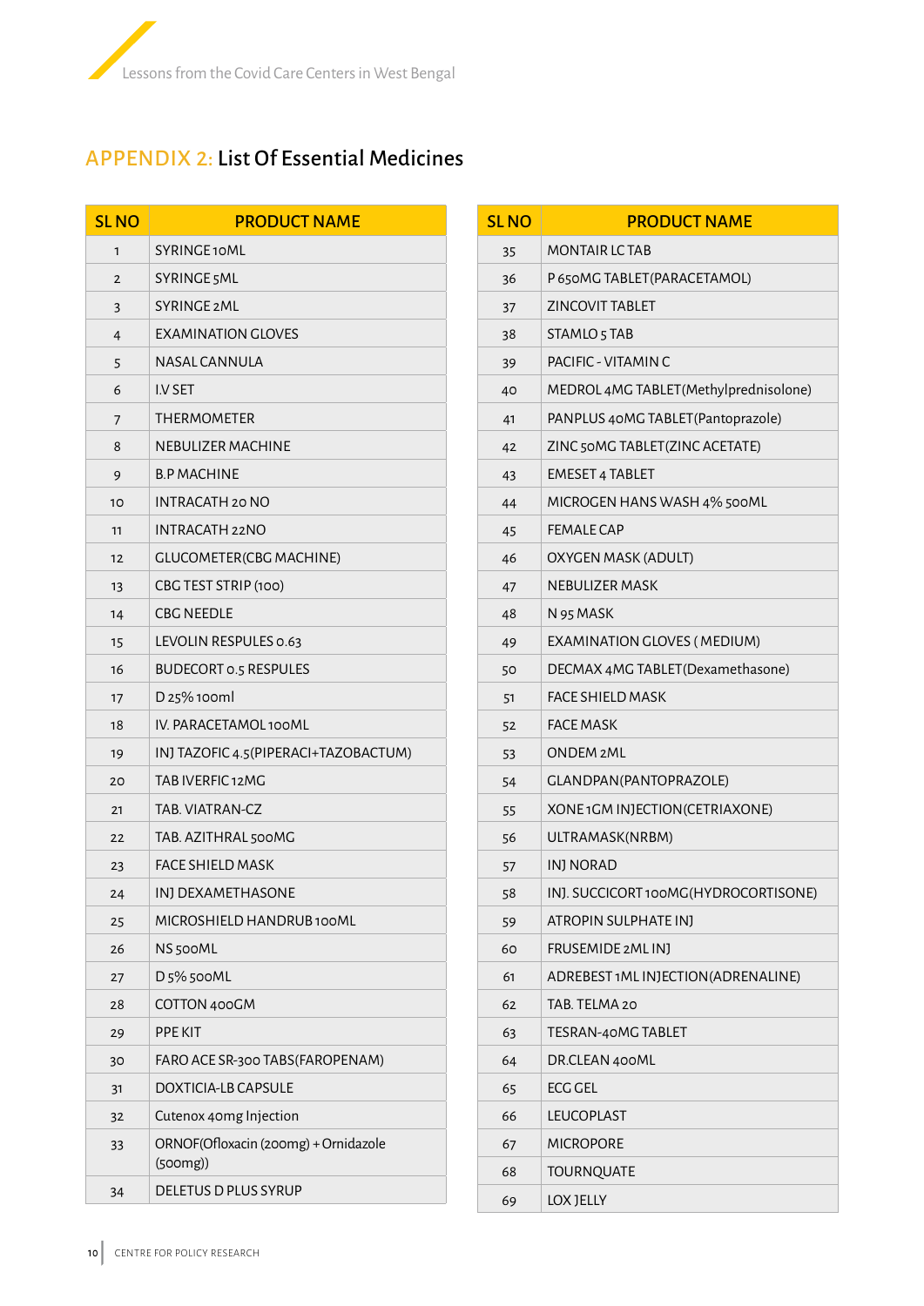## APPENDIX 2: List Of Essential Medicines

| SL NO | PRODUCT NAME |
|---|---|
| 1 | SYRINGE 10ML |
| 2 | SYRINGE 5ML |
| 3 | SYRINGE 2ML |
| 4 | EXAMINATION GLOVES |
| 5 | NASAL CANNULA |
| 6 | I.V SET |
| 7 | THERMOMETER |
| 8 | NEBULIZER MACHINE |
| 9 | B.P MACHINE |
| 10 | INTRACATH 20 NO |
| 11 | INTRACATH 22NO |
| 12 | GLUCOMETER(CBG MACHINE) |
| 13 | CBG TEST STRIP (100) |
| 14 | CBG NEEDLE |
| 15 | LEVOLIN RESPULES 0.63 |
| 16 | BUDECORT 0.5 RESPULES |
| 17 | D 25% 100ml |
| 18 | IV. PARACETAMOL 100ML |
| 19 | INJ TAZOFIC 4.5(PIPERACI+TAZOBACTUM) |
| 20 | TAB IVERFIC 12MG |
| 21 | TAB. VIATRAN-CZ |
| 22 | TAB. AZITHRAL 500MG |
| 23 | FACE SHIELD MASK |
| 24 | INJ DEXAMETHASONE |
| 25 | MICROSHIELD HANDRUB 100ML |
| 26 | NS 500ML |
| 27 | D 5% 500ML |
| 28 | COTTON 400GM |
| 29 | PPE KIT |
| 30 | FARO ACE SR-300 TABS(FAROPENAM) |
| 31 | DOXTICIA-LB CAPSULE |
| 32 | Cutenox 40mg Injection |
| 33 | ORNOF(Ofloxacin (200mg) + Ornidazole (500mg)) |
| 34 | DELETUS D PLUS SYRUP |
| 35 | MONTAIR LC TAB |
| 36 | P 650MG TABLET(PARACETAMOL) |
| 37 | ZINCOVIT TABLET |
| 38 | STAMLO 5 TAB |
| 39 | PACIFIC - VITAMIN C |
| 40 | MEDROL 4MG TABLET(Methylprednisolone) |
| 41 | PANPLUS 40MG TABLET(Pantoprazole) |
| 42 | ZINC 50MG TABLET(ZINC ACETATE) |
| 43 | EMESET 4 TABLET |
| 44 | MICROGEN HANS WASH 4% 500ML |
| 45 | FEMALE CAP |
| 46 | OXYGEN MASK (ADULT) |
| 47 | NEBULIZER MASK |
| 48 | N 95 MASK |
| 49 | EXAMINATION GLOVES ( MEDIUM) |
| 50 | DECMAX 4MG TABLET(Dexamethasone) |
| 51 | FACE SHIELD MASK |
| 52 | FACE MASK |
| 53 | ONDEM 2ML |
| 54 | GLANDPAN(PANTOPRAZOLE) |
| 55 | XONE 1GM INJECTION(CETRIAXONE) |
| 56 | ULTRAMASK(NRBM) |
| 57 | INJ NORAD |
| 58 | INJ. SUCCICORT 100MG(HYDROCORTISONE) |
| 59 | ATROPIN SULPHATE INJ |
| 60 | FRUSEMIDE 2ML INJ |
| 61 | ADREBEST 1ML INJECTION(ADRENALINE) |
| 62 | TAB. TELMA 20 |
| 63 | TESRAN-40MG TABLET |
| 64 | DR.CLEAN 400ML |
| 65 | ECG GEL |
| 66 | LEUCOPLAST |
| 67 | MICROPORE |
| 68 | TOURNQUATE |
| 69 | LOX JELLY |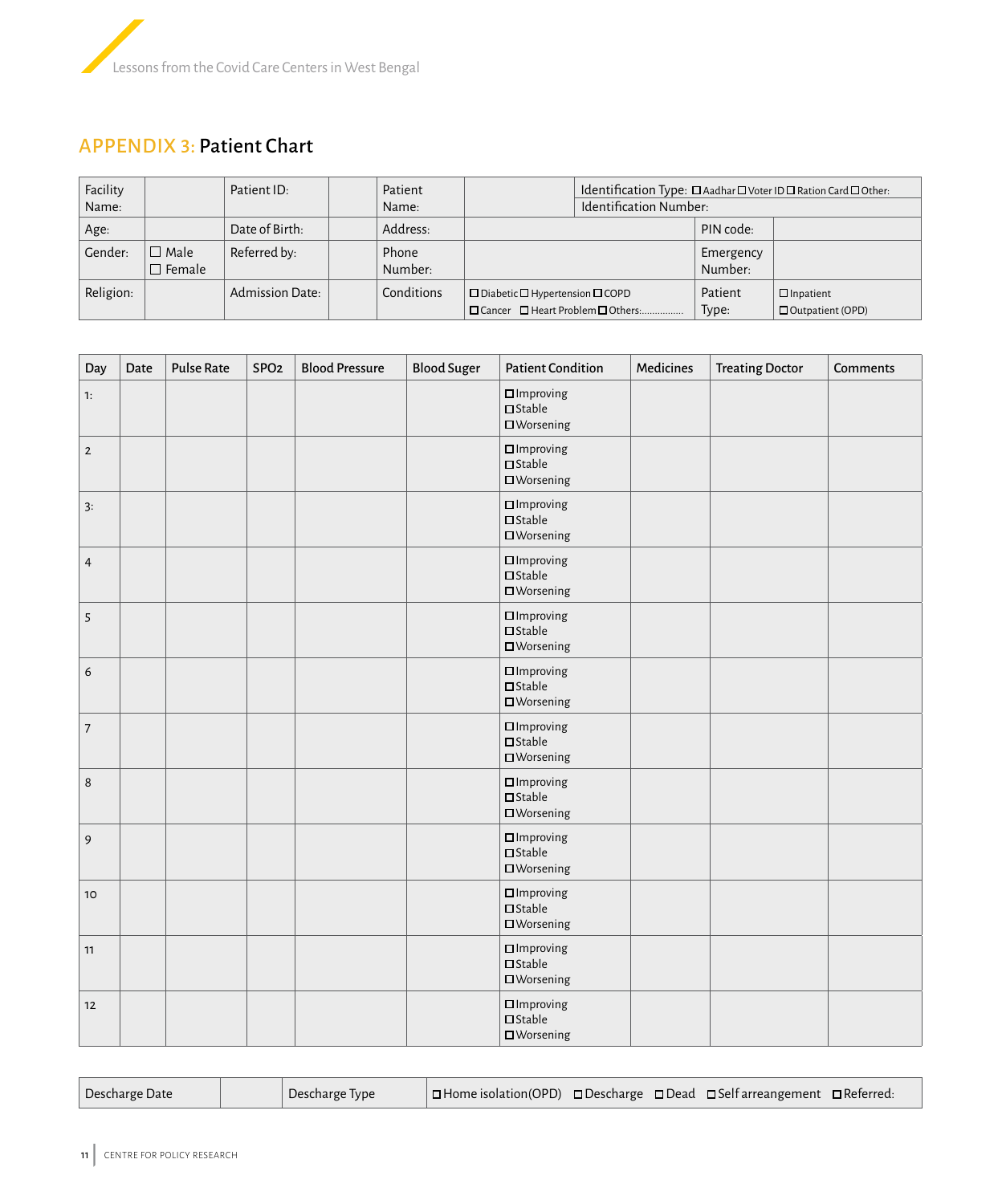## APPENDIX 3: Patient Chart

| Facility Name: | | Patient ID: | | Patient Name: | | Identification Type: ☐ Aadhar ☐ Voter ID ☐ Ration Card ☐ Other: <br> Identification Number: | |
|---|---|---|---|---|---|---|---|
| Age: | | Date of Birth: | | Address: | | PIN code: | |
| Gender: | ☐ Male <br> ☐ Female | Referred by: | | Phone Number: | | Emergency Number: | |
| Religion: | | Admission Date: | | Conditions | ☐ Diabetic ☐ Hypertension ☐ COPD <br> ☐ Cancer ☐ Heart Problem ☐ Others:............... | Patient Type: | ☐ Inpatient <br> ☐ Outpatient (OPD) |

| Day | Date | Pulse Rate | SPO2 | Blood Pressure | Blood Suger | Patient Condition | Medicines | Treating Doctor | Comments |
|---|---|---|---|---|---|---|---|---|---|
| 1: | | | | | | ☐ Improving <br> ☐ Stable <br> ☐ Worsening | | | |
| 2 | | | | | | ☐ Improving <br> ☐ Stable <br> ☐ Worsening | | | |
| 3: | | | | | | ☐ Improving <br> ☐ Stable <br> ☐ Worsening | | | |
| 4 | | | | | | ☐ Improving <br> ☐ Stable <br> ☐ Worsening | | | |
| 5 | | | | | | ☐ Improving <br> ☐ Stable <br> ☐ Worsening | | | |
| 6 | | | | | | ☐ Improving <br> ☐ Stable <br> ☐ Worsening | | | |
| 7 | | | | | | ☐ Improving <br> ☐ Stable <br> ☐ Worsening | | | |
| 8 | | | | | | ☐ Improving <br> ☐ Stable <br> ☐ Worsening | | | |
| 9 | | | | | | ☐ Improving <br> ☐ Stable <br> ☐ Worsening | | | |
| 10 | | | | | | ☐ Improving <br> ☐ Stable <br> ☐ Worsening | | | |
| 11 | | | | | | ☐ Improving <br> ☐ Stable <br> ☐ Worsening | | | |
| 12 | | | | | | ☐ Improving <br> ☐ Stable <br> ☐ Worsening | | | |

| Descharge Date | | Descharge Type | ☐ Home isolation(OPD) ☐ Descharge ☐ Dead ☐ Self arreangement ☐ Referred: |
|---|---|---|---|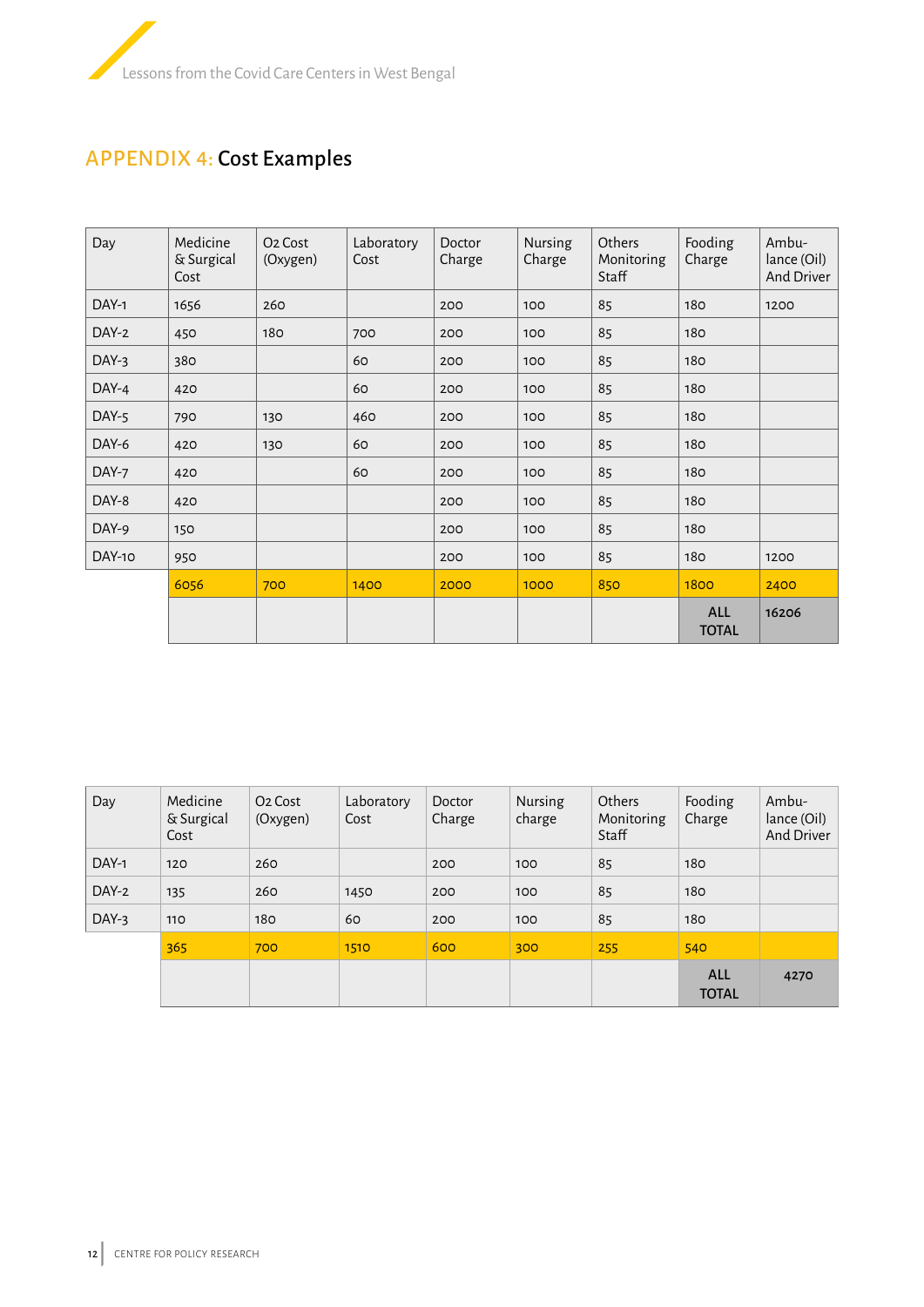## APPENDIX 4: Cost Examples

| Day | Medicine & Surgical Cost | O2 Cost (Oxygen) | Laboratory Cost | Doctor Charge | Nursing Charge | Others Monitoring Staff | Fooding Charge | Ambu-lance (Oil) And Driver |
|---|---|---|---|---|---|---|---|---|
| DAY-1 | 1656 | 260 | | 200 | 100 | 85 | 180 | 1200 |
| DAY-2 | 450 | 180 | 700 | 200 | 100 | 85 | 180 | |
| DAY-3 | 380 | | 60 | 200 | 100 | 85 | 180 | |
| DAY-4 | 420 | | 60 | 200 | 100 | 85 | 180 | |
| DAY-5 | 790 | 130 | 460 | 200 | 100 | 85 | 180 | |
| DAY-6 | 420 | 130 | 60 | 200 | 100 | 85 | 180 | |
| DAY-7 | 420 | | 60 | 200 | 100 | 85 | 180 | |
| DAY-8 | 420 | | | 200 | 100 | 85 | 180 | |
| DAY-9 | 150 | | | 200 | 100 | 85 | 180 | |
| DAY-10 | 950 | | | 200 | 100 | 85 | 180 | 1200 |
| | 6056 | 700 | 1400 | 2000 | 1000 | 850 | 1800 | 2400 |
| | | | | | | | ALL TOTAL | 16206 |

| Day | Medicine & Surgical Cost | O2 Cost (Oxygen) | Laboratory Cost | Doctor Charge | Nursing charge | Others Monitoring Staff | Fooding Charge | Ambu-lance (Oil) And Driver |
|---|---|---|---|---|---|---|---|---|
| DAY-1 | 120 | 260 | | 200 | 100 | 85 | 180 | |
| DAY-2 | 135 | 260 | 1450 | 200 | 100 | 85 | 180 | |
| DAY-3 | 110 | 180 | 60 | 200 | 100 | 85 | 180 | |
| | 365 | 700 | 1510 | 600 | 300 | 255 | 540 | |
| | | | | | | | ALL TOTAL | 4270 |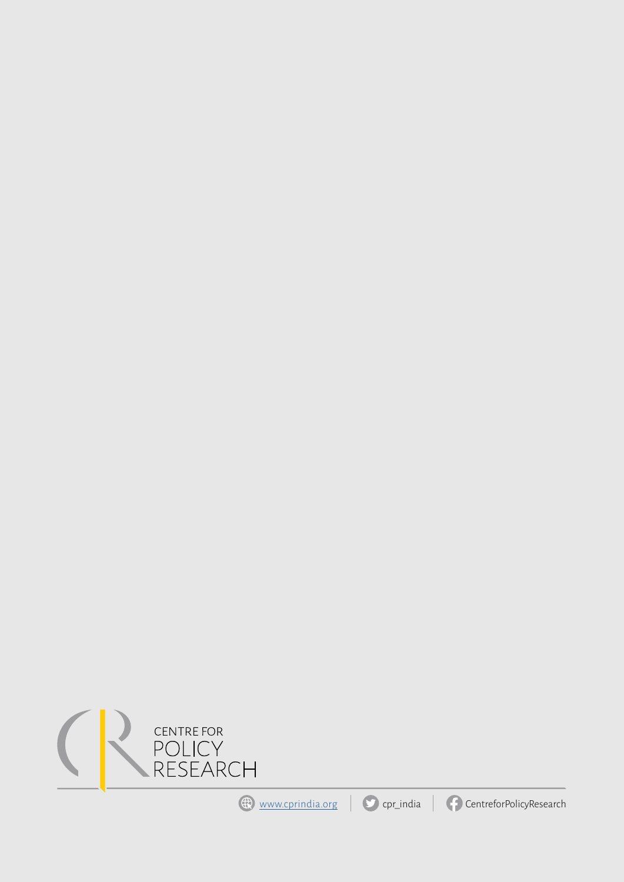CENTRE FOR
POLICY
RESEARCH

www.cprindia.org | cpr_india | CentreforPolicyResearch